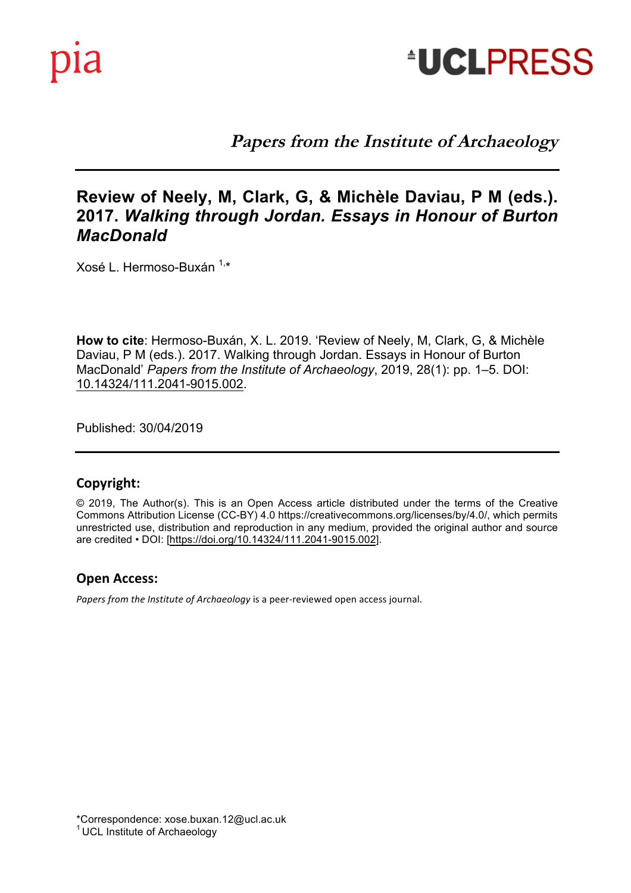pia

UCLPRESS

*Papers from the Institute of Archaeology*

# Review of Neely, M, Clark, G, & Michèle Daviau, P M (eds.). 2017. *Walking through Jordan. Essays in Honour of Burton MacDonald*

Xosé L. Hermoso-Buxán [1,*]

**How to cite**: Hermoso-Buxán, X. L. 2019. 'Review of Neely, M, Clark, G, & Michèle Daviau, P M (eds.). 2017. Walking through Jordan. Essays in Honour of Burton MacDonald' *Papers from the Institute of Archaeology*, 2019, 28(1): pp. 1–5. DOI: 10.14324/111.2041-9015.002.

Published: 30/04/2019

## Copyright:

© 2019, The Author(s). This is an Open Access article distributed under the terms of the Creative Commons Attribution License (CC-BY) 4.0 https://creativecommons.org/licenses/by/4.0/, which permits unrestricted use, distribution and reproduction in any medium, provided the original author and source are credited • DOI: [https://doi.org/10.14324/111.2041-9015.002].

## Open Access:

*Papers from the Institute of Archaeology* is a peer-reviewed open access journal.

*Correspondence: xose.buxan.12@ucl.ac.uk

[1] UCL Institute of Archaeology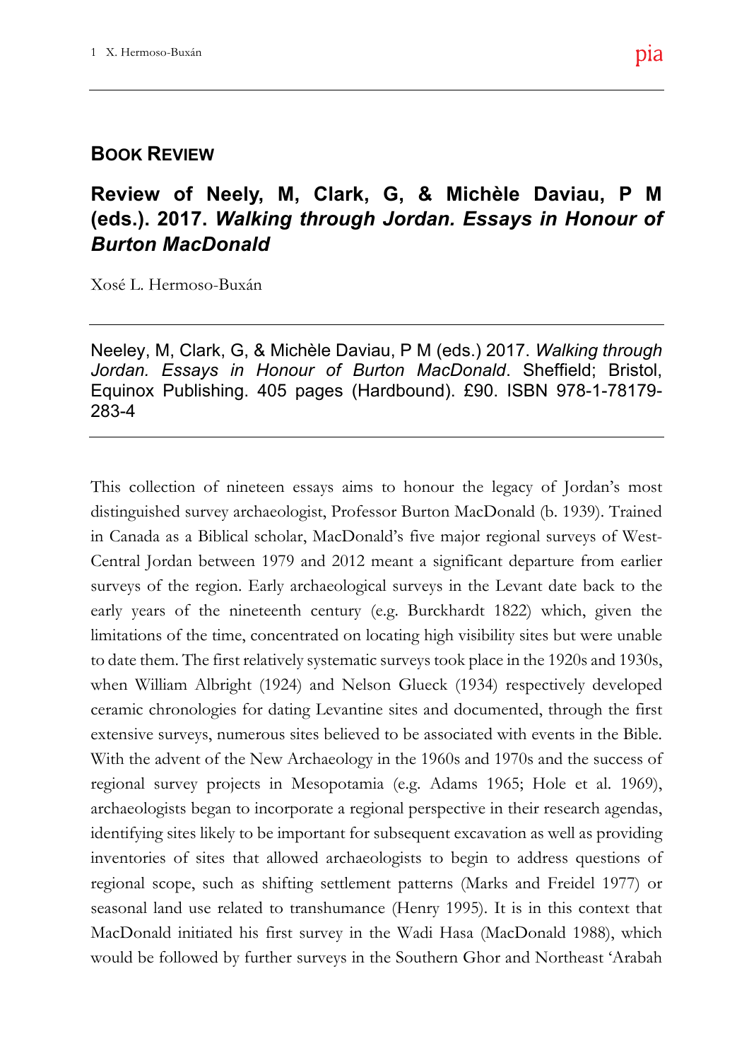## BOOK REVIEW

## Review of Neely, M, Clark, G, & Michèle Daviau, P M (eds.). 2017. *Walking through Jordan. Essays in Honour of Burton MacDonald*

Xosé L. Hermoso-Buxán

---

Neeley, M, Clark, G, & Michèle Daviau, P M (eds.) 2017. *Walking through Jordan. Essays in Honour of Burton MacDonald*. Sheffield; Bristol, Equinox Publishing. 405 pages (Hardbound). £90. ISBN 978-1-78179-283-4

---

This collection of nineteen essays aims to honour the legacy of Jordan's most distinguished survey archaeologist, Professor Burton MacDonald (b. 1939). Trained in Canada as a Biblical scholar, MacDonald's five major regional surveys of West-Central Jordan between 1979 and 2012 meant a significant departure from earlier surveys of the region. Early archaeological surveys in the Levant date back to the early years of the nineteenth century (e.g. Burckhardt 1822) which, given the limitations of the time, concentrated on locating high visibility sites but were unable to date them. The first relatively systematic surveys took place in the 1920s and 1930s, when William Albright (1924) and Nelson Glueck (1934) respectively developed ceramic chronologies for dating Levantine sites and documented, through the first extensive surveys, numerous sites believed to be associated with events in the Bible. With the advent of the New Archaeology in the 1960s and 1970s and the success of regional survey projects in Mesopotamia (e.g. Adams 1965; Hole et al. 1969), archaeologists began to incorporate a regional perspective in their research agendas, identifying sites likely to be important for subsequent excavation as well as providing inventories of sites that allowed archaeologists to begin to address questions of regional scope, such as shifting settlement patterns (Marks and Freidel 1977) or seasonal land use related to transhumance (Henry 1995). It is in this context that MacDonald initiated his first survey in the Wadi Hasa (MacDonald 1988), which would be followed by further surveys in the Southern Ghor and Northeast 'Arabah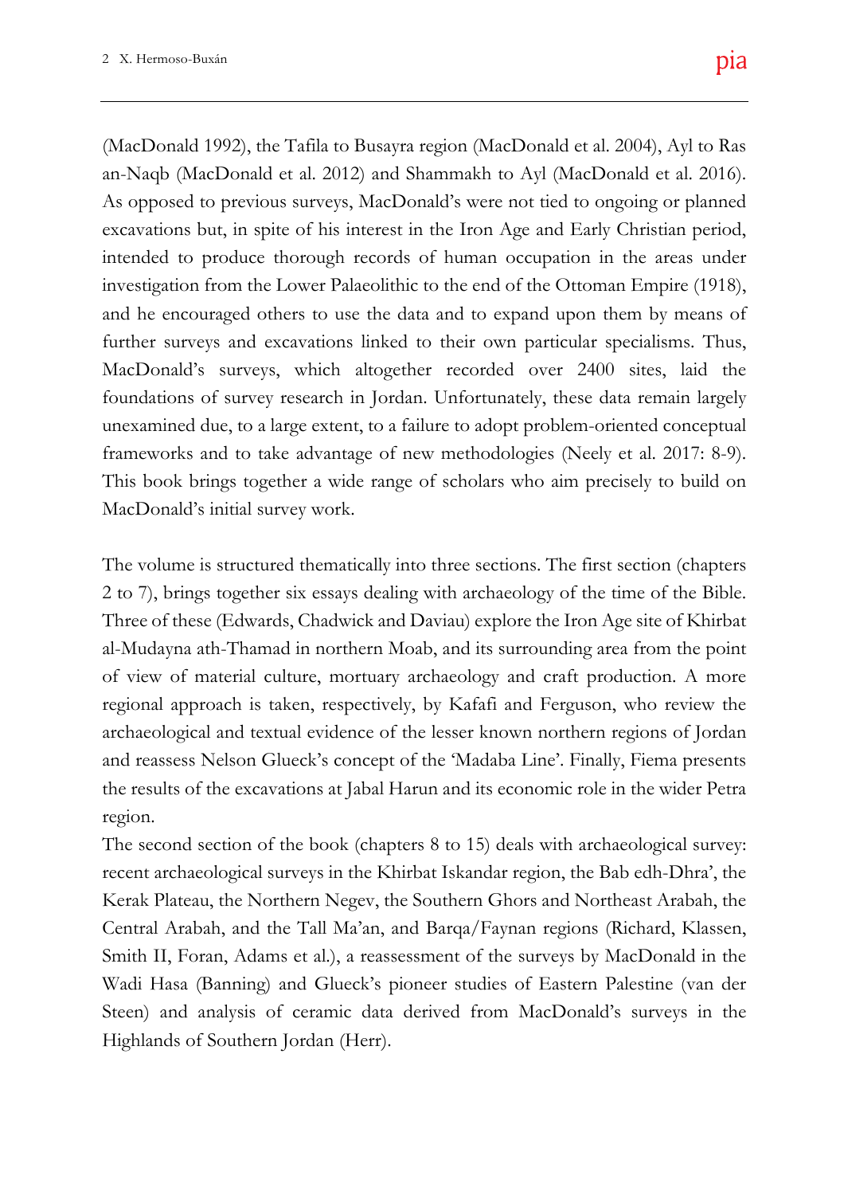(MacDonald 1992), the Tafila to Busayra region (MacDonald et al. 2004), Ayl to Ras an-Naqb (MacDonald et al. 2012) and Shammakh to Ayl (MacDonald et al. 2016). As opposed to previous surveys, MacDonald's were not tied to ongoing or planned excavations but, in spite of his interest in the Iron Age and Early Christian period, intended to produce thorough records of human occupation in the areas under investigation from the Lower Palaeolithic to the end of the Ottoman Empire (1918), and he encouraged others to use the data and to expand upon them by means of further surveys and excavations linked to their own particular specialisms. Thus, MacDonald's surveys, which altogether recorded over 2400 sites, laid the foundations of survey research in Jordan. Unfortunately, these data remain largely unexamined due, to a large extent, to a failure to adopt problem-oriented conceptual frameworks and to take advantage of new methodologies (Neely et al. 2017: 8-9). This book brings together a wide range of scholars who aim precisely to build on MacDonald's initial survey work.

The volume is structured thematically into three sections. The first section (chapters 2 to 7), brings together six essays dealing with archaeology of the time of the Bible. Three of these (Edwards, Chadwick and Daviau) explore the Iron Age site of Khirbat al-Mudayna ath-Thamad in northern Moab, and its surrounding area from the point of view of material culture, mortuary archaeology and craft production. A more regional approach is taken, respectively, by Kafafi and Ferguson, who review the archaeological and textual evidence of the lesser known northern regions of Jordan and reassess Nelson Glueck's concept of the 'Madaba Line'. Finally, Fiema presents the results of the excavations at Jabal Harun and its economic role in the wider Petra region.

The second section of the book (chapters 8 to 15) deals with archaeological survey: recent archaeological surveys in the Khirbat Iskandar region, the Bab edh-Dhra', the Kerak Plateau, the Northern Negev, the Southern Ghors and Northeast Arabah, the Central Arabah, and the Tall Ma'an, and Barqa/Faynan regions (Richard, Klassen, Smith II, Foran, Adams et al.), a reassessment of the surveys by MacDonald in the Wadi Hasa (Banning) and Glueck's pioneer studies of Eastern Palestine (van der Steen) and analysis of ceramic data derived from MacDonald's surveys in the Highlands of Southern Jordan (Herr).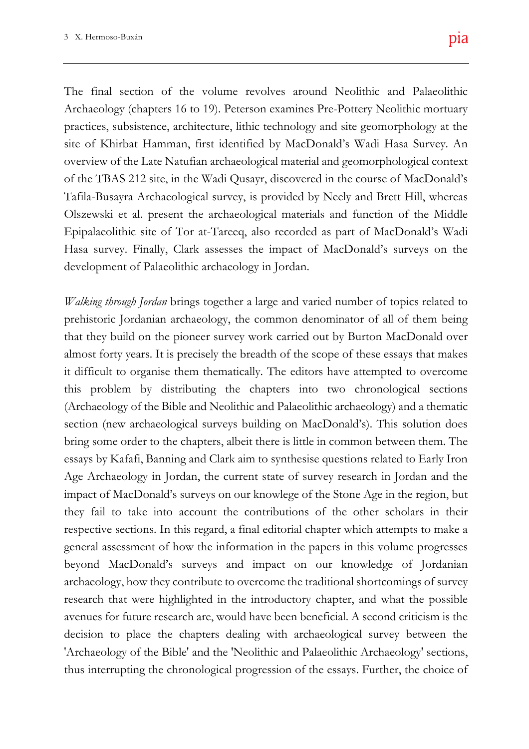The final section of the volume revolves around Neolithic and Palaeolithic Archaeology (chapters 16 to 19). Peterson examines Pre-Pottery Neolithic mortuary practices, subsistence, architecture, lithic technology and site geomorphology at the site of Khirbat Hamman, first identified by MacDonald's Wadi Hasa Survey. An overview of the Late Natufian archaeological material and geomorphological context of the TBAS 212 site, in the Wadi Qusayr, discovered in the course of MacDonald's Tafila-Busayra Archaeological survey, is provided by Neely and Brett Hill, whereas Olszewski et al. present the archaeological materials and function of the Middle Epipalaeolithic site of Tor at-Tareeq, also recorded as part of MacDonald's Wadi Hasa survey. Finally, Clark assesses the impact of MacDonald's surveys on the development of Palaeolithic archaeology in Jordan.

*Walking through Jordan* brings together a large and varied number of topics related to prehistoric Jordanian archaeology, the common denominator of all of them being that they build on the pioneer survey work carried out by Burton MacDonald over almost forty years. It is precisely the breadth of the scope of these essays that makes it difficult to organise them thematically. The editors have attempted to overcome this problem by distributing the chapters into two chronological sections (Archaeology of the Bible and Neolithic and Palaeolithic archaeology) and a thematic section (new archaeological surveys building on MacDonald's). This solution does bring some order to the chapters, albeit there is little in common between them. The essays by Kafafi, Banning and Clark aim to synthesise questions related to Early Iron Age Archaeology in Jordan, the current state of survey research in Jordan and the impact of MacDonald's surveys on our knowlege of the Stone Age in the region, but they fail to take into account the contributions of the other scholars in their respective sections. In this regard, a final editorial chapter which attempts to make a general assessment of how the information in the papers in this volume progresses beyond MacDonald's surveys and impact on our knowledge of Jordanian archaeology, how they contribute to overcome the traditional shortcomings of survey research that were highlighted in the introductory chapter, and what the possible avenues for future research are, would have been beneficial. A second criticism is the decision to place the chapters dealing with archaeological survey between the 'Archaeology of the Bible' and the 'Neolithic and Palaeolithic Archaeology' sections, thus interrupting the chronological progression of the essays. Further, the choice of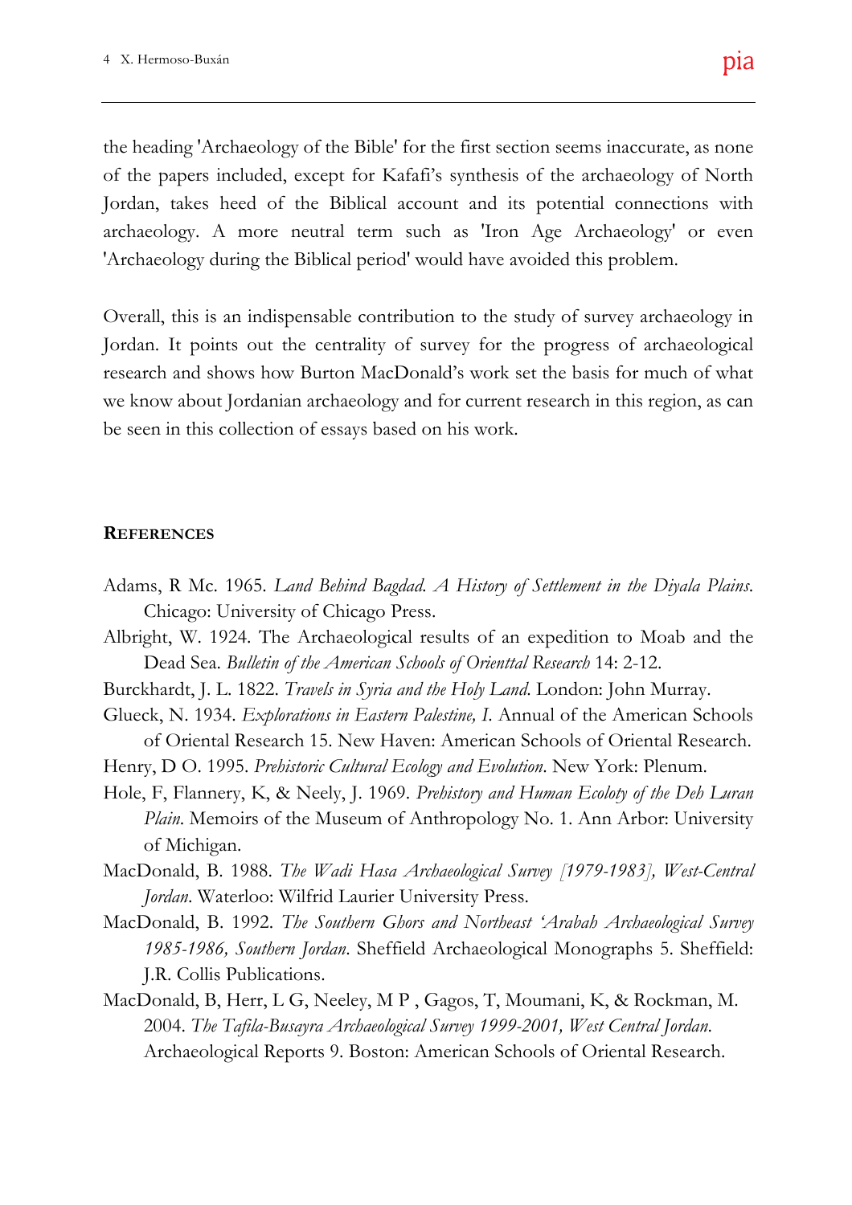the heading 'Archaeology of the Bible' for the first section seems inaccurate, as none of the papers included, except for Kafafi's synthesis of the archaeology of North Jordan, takes heed of the Biblical account and its potential connections with archaeology. A more neutral term such as 'Iron Age Archaeology' or even 'Archaeology during the Biblical period' would have avoided this problem.

Overall, this is an indispensable contribution to the study of survey archaeology in Jordan. It points out the centrality of survey for the progress of archaeological research and shows how Burton MacDonald's work set the basis for much of what we know about Jordanian archaeology and for current research in this region, as can be seen in this collection of essays based on his work.

## References

Adams, R Mc. 1965. *Land Behind Bagdad. A History of Settlement in the Diyala Plains*. Chicago: University of Chicago Press.

Albright, W. 1924. The Archaeological results of an expedition to Moab and the Dead Sea. *Bulletin of the American Schools of Orienttal Research* 14: 2-12.

Burckhardt, J. L. 1822. *Travels in Syria and the Holy Land*. London: John Murray.

Glueck, N. 1934. *Explorations in Eastern Palestine, I*. Annual of the American Schools of Oriental Research 15. New Haven: American Schools of Oriental Research.

Henry, D O. 1995. *Prehistoric Cultural Ecology and Evolution*. New York: Plenum.

Hole, F, Flannery, K, & Neely, J. 1969. *Prehistory and Human Ecoloty of the Deh Luran Plain*. Memoirs of the Museum of Anthropology No. 1. Ann Arbor: University of Michigan.

MacDonald, B. 1988. *The Wadi Hasa Archaeological Survey [1979-1983], West-Central Jordan*. Waterloo: Wilfrid Laurier University Press.

MacDonald, B. 1992. *The Southern Ghors and Northeast 'Arabah Archaeological Survey 1985-1986, Southern Jordan*. Sheffield Archaeological Monographs 5. Sheffield: J.R. Collis Publications.

MacDonald, B, Herr, L G, Neeley, M P , Gagos, T, Moumani, K, & Rockman, M. 2004. *The Tafila-Busayra Archaeological Survey 1999-2001, West Central Jordan*. Archaeological Reports 9. Boston: American Schools of Oriental Research.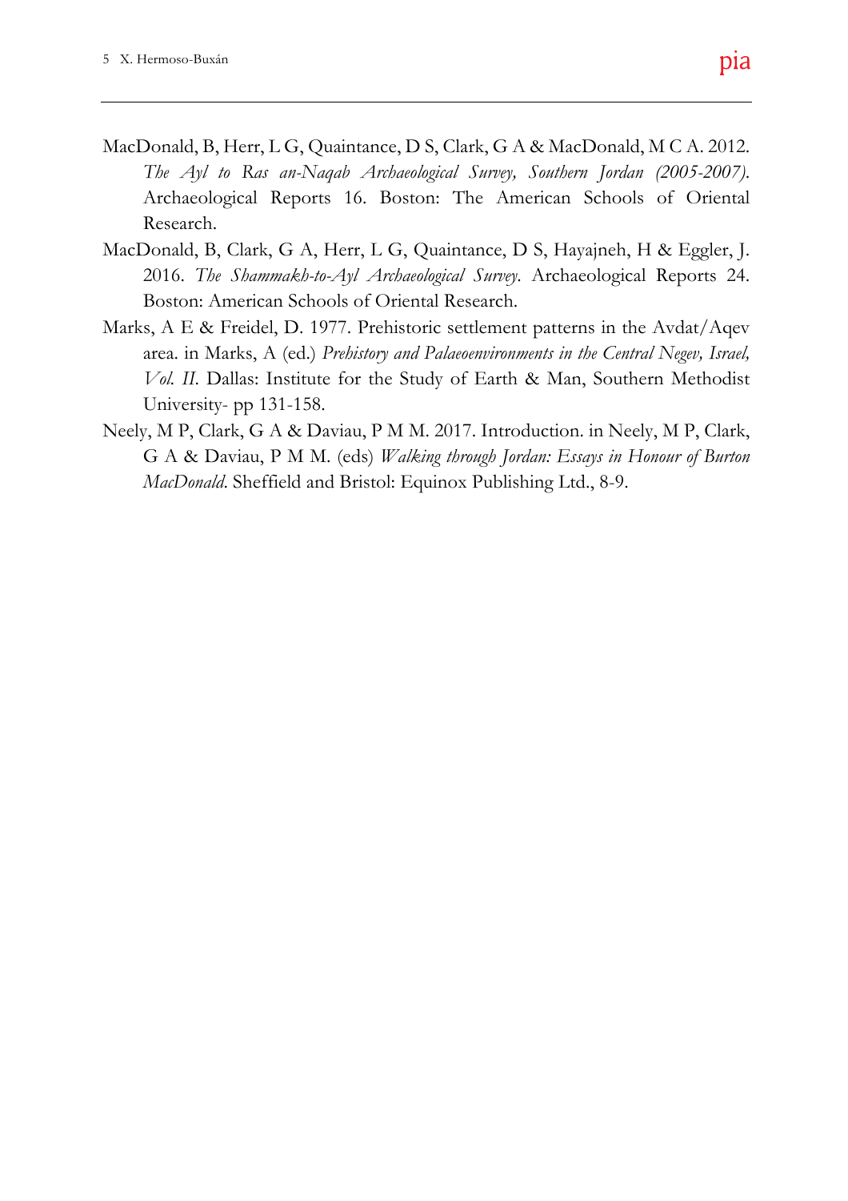MacDonald, B, Herr, L G, Quaintance, D S, Clark, G A & MacDonald, M C A. 2012. *The Ayl to Ras an-Naqab Archaeological Survey, Southern Jordan (2005-2007).* Archaeological Reports 16. Boston: The American Schools of Oriental Research.

MacDonald, B, Clark, G A, Herr, L G, Quaintance, D S, Hayajneh, H & Eggler, J. 2016. *The Shammakh-to-Ayl Archaeological Survey.* Archaeological Reports 24. Boston: American Schools of Oriental Research.

Marks, A E & Freidel, D. 1977. Prehistoric settlement patterns in the Avdat/Aqev area. in Marks, A (ed.) *Prehistory and Palaeoenvironments in the Central Negev, Israel, Vol. II.* Dallas: Institute for the Study of Earth & Man, Southern Methodist University- pp 131-158.

Neely, M P, Clark, G A & Daviau, P M M. 2017. Introduction. in Neely, M P, Clark, G A & Daviau, P M M. (eds) *Walking through Jordan: Essays in Honour of Burton MacDonald*. Sheffield and Bristol: Equinox Publishing Ltd., 8-9.